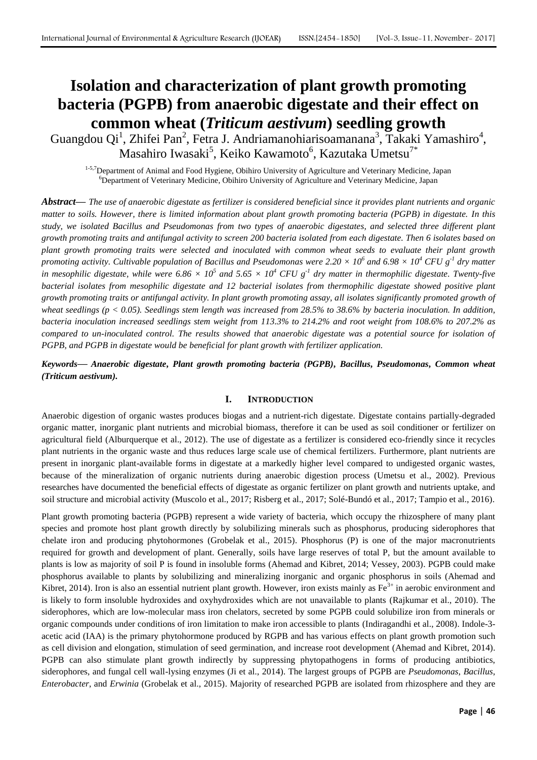# Isolation and characterization of plant growth promoting bacteria (PGPB) from anaerobic digestate and their effect on common wheat (*Triticum aestivum*) seedling growth

Guangdou Qi[1], Zhifei Pan[2], Fetra J. Andriamanohiarisoamanana[3], Takaki Yamashiro[4], Masahiro Iwasaki[5], Keiko Kawamoto[6], Kazutaka Umetsu[7*]

[1-5,7]Department of Animal and Food Hygiene, Obihiro University of Agriculture and Veterinary Medicine, Japan
[6]Department of Veterinary Medicine, Obihiro University of Agriculture and Veterinary Medicine, Japan

***Abstract—*** *The use of anaerobic digestate as fertilizer is considered beneficial since it provides plant nutrients and organic matter to soils. However, there is limited information about plant growth promoting bacteria (PGPB) in digestate. In this study, we isolated Bacillus and Pseudomonas from two types of anaerobic digestates, and selected three different plant growth promoting traits and antifungal activity to screen 200 bacteria isolated from each digestate. Then 6 isolates based on plant growth promoting traits were selected and inoculated with common wheat seeds to evaluate their plant growth promoting activity. Cultivable population of Bacillus and Pseudomonas were $2.20 \times 10^6$ and $6.98 \times 10^4$ CFU $g^{-1}$ dry matter in mesophilic digestate, while were $6.86 \times 10^5$ and $5.65 \times 10^4$ CFU $g^{-1}$ dry matter in thermophilic digestate. Twenty-five bacterial isolates from mesophilic digestate and 12 bacterial isolates from thermophilic digestate showed positive plant growth promoting traits or antifungal activity. In plant growth promoting assay, all isolates significantly promoted growth of wheat seedlings ($p < 0.05$). Seedlings stem length was increased from 28.5% to 38.6% by bacteria inoculation. In addition, bacteria inoculation increased seedlings stem weight from 113.3% to 214.2% and root weight from 108.6% to 207.2% as compared to un-inoculated control. The results showed that anaerobic digestate was a potential source for isolation of PGPB, and PGPB in digestate would be beneficial for plant growth with fertilizer application.*

***Keywords—*** ***Anaerobic digestate, Plant growth promoting bacteria (PGPB), Bacillus, Pseudomonas, Common wheat (Triticum aestivum).***

## I. INTRODUCTION

Anaerobic digestion of organic wastes produces biogas and a nutrient-rich digestate. Digestate contains partially-degraded organic matter, inorganic plant nutrients and microbial biomass, therefore it can be used as soil conditioner or fertilizer on agricultural field (Alburquerque et al., 2012). The use of digestate as a fertilizer is considered eco-friendly since it recycles plant nutrients in the organic waste and thus reduces large scale use of chemical fertilizers. Furthermore, plant nutrients are present in inorganic plant-available forms in digestate at a markedly higher level compared to undigested organic wastes, because of the mineralization of organic nutrients during anaerobic digestion process (Umetsu et al., 2002). Previous researches have documented the beneficial effects of digestate as organic fertilizer on plant growth and nutrients uptake, and soil structure and microbial activity (Muscolo et al., 2017; Risberg et al., 2017; Solé-Bundó et al., 2017; Tampio et al., 2016).

Plant growth promoting bacteria (PGPB) represent a wide variety of bacteria, which occupy the rhizosphere of many plant species and promote host plant growth directly by solubilizing minerals such as phosphorus, producing siderophores that chelate iron and producing phytohormones (Grobelak et al., 2015). Phosphorus (P) is one of the major macronutrients required for growth and development of plant. Generally, soils have large reserves of total P, but the amount available to plants is low as majority of soil P is found in insoluble forms (Ahemad and Kibret, 2014; Vessey, 2003). PGPB could make phosphorus available to plants by solubilizing and mineralizing inorganic and organic phosphorus in soils (Ahemad and Kibret, 2014). Iron is also an essential nutrient plant growth. However, iron exists mainly as $Fe^{3+}$ in aerobic environment and is likely to form insoluble hydroxides and oxyhydroxides which are not unavailable to plants (Rajkumar et al., 2010). The siderophores, which are low-molecular mass iron chelators, secreted by some PGPB could solubilize iron from minerals or organic compounds under conditions of iron limitation to make iron accessible to plants (Indiragandhi et al., 2008). Indole-3-acetic acid (IAA) is the primary phytohormone produced by RGPB and has various effects on plant growth promotion such as cell division and elongation, stimulation of seed germination, and increase root development (Ahemad and Kibret, 2014). PGPB can also stimulate plant growth indirectly by suppressing phytopathogens in forms of producing antibiotics, siderophores, and fungal cell wall-lysing enzymes (Ji et al., 2014). The largest groups of PGPB are *Pseudomonas*, *Bacillus*, *Enterobacter*, and *Erwinia* (Grobelak et al., 2015). Majority of researched PGPB are isolated from rhizosphere and they are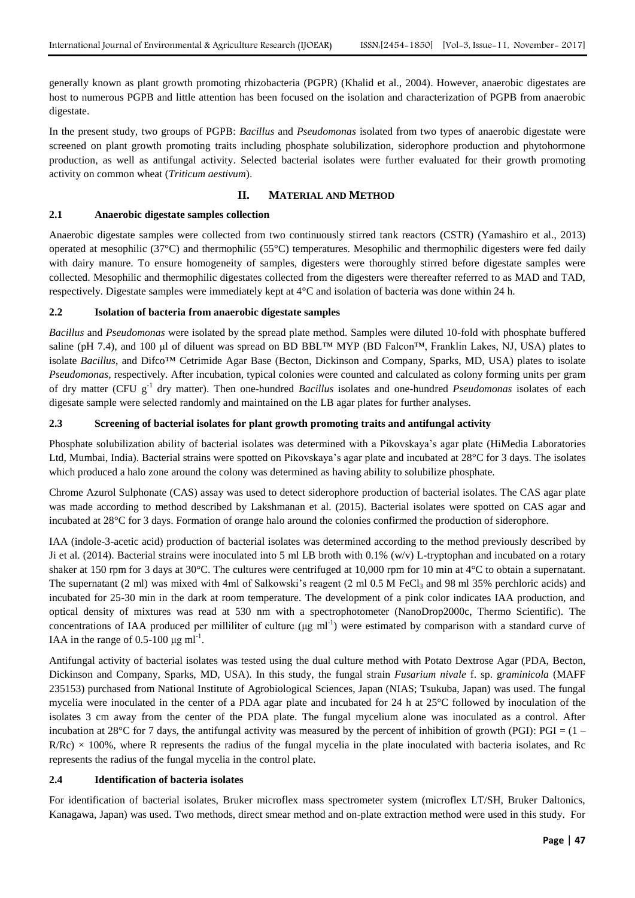generally known as plant growth promoting rhizobacteria (PGPR) (Khalid et al., 2004). However, anaerobic digestates are host to numerous PGPB and little attention has been focused on the isolation and characterization of PGPB from anaerobic digestate.

In the present study, two groups of PGPB: *Bacillus* and *Pseudomonas* isolated from two types of anaerobic digestate were screened on plant growth promoting traits including phosphate solubilization, siderophore production and phytohormone production, as well as antifungal activity. Selected bacterial isolates were further evaluated for their growth promoting activity on common wheat (*Triticum aestivum*).

## II. MATERIAL AND METHOD

### 2.1 Anaerobic digestate samples collection

Anaerobic digestate samples were collected from two continuously stirred tank reactors (CSTR) (Yamashiro et al., 2013) operated at mesophilic (37°C) and thermophilic (55°C) temperatures. Mesophilic and thermophilic digesters were fed daily with dairy manure. To ensure homogeneity of samples, digesters were thoroughly stirred before digestate samples were collected. Mesophilic and thermophilic digestates collected from the digesters were thereafter referred to as MAD and TAD, respectively. Digestate samples were immediately kept at 4°C and isolation of bacteria was done within 24 h.

### 2.2 Isolation of bacteria from anaerobic digestate samples

*Bacillus* and *Pseudomonas* were isolated by the spread plate method. Samples were diluted 10-fold with phosphate buffered saline (pH 7.4), and 100 μl of diluent was spread on BD BBL™ MYP (BD Falcon™, Franklin Lakes, NJ, USA) plates to isolate *Bacillus*, and Difco™ Cetrimide Agar Base (Becton, Dickinson and Company, Sparks, MD, USA) plates to isolate *Pseudomonas*, respectively. After incubation, typical colonies were counted and calculated as colony forming units per gram of dry matter (CFU $g^{-1}$ dry matter). Then one-hundred *Bacillus* isolates and one-hundred *Pseudomonas* isolates of each digesate sample were selected randomly and maintained on the LB agar plates for further analyses.

### 2.3 Screening of bacterial isolates for plant growth promoting traits and antifungal activity

Phosphate solubilization ability of bacterial isolates was determined with a Pikovskaya's agar plate (HiMedia Laboratories Ltd, Mumbai, India). Bacterial strains were spotted on Pikovskaya's agar plate and incubated at 28°C for 3 days. The isolates which produced a halo zone around the colony was determined as having ability to solubilize phosphate.

Chrome Azurol Sulphonate (CAS) assay was used to detect siderophore production of bacterial isolates. The CAS agar plate was made according to method described by Lakshmanan et al. (2015). Bacterial isolates were spotted on CAS agar and incubated at 28°C for 3 days. Formation of orange halo around the colonies confirmed the production of siderophore.

IAA (indole-3-acetic acid) production of bacterial isolates was determined according to the method previously described by Ji et al. (2014). Bacterial strains were inoculated into 5 ml LB broth with 0.1% (w/v) L-tryptophan and incubated on a rotary shaker at 150 rpm for 3 days at 30°C. The cultures were centrifuged at 10,000 rpm for 10 min at 4°C to obtain a supernatant. The supernatant (2 ml) was mixed with 4ml of Salkowski's reagent (2 ml 0.5 M $FeCl_3$ and 98 ml 35% perchloric acids) and incubated for 25-30 min in the dark at room temperature. The development of a pink color indicates IAA production, and optical density of mixtures was read at 530 nm with a spectrophotometer (NanoDrop2000c, Thermo Scientific). The concentrations of IAA produced per milliliter of culture (μg $ml^{-1}$) were estimated by comparison with a standard curve of IAA in the range of 0.5-100 μg $ml^{-1}$.

Antifungal activity of bacterial isolates was tested using the dual culture method with Potato Dextrose Agar (PDA, Becton, Dickinson and Company, Sparks, MD, USA). In this study, the fungal strain *Fusarium nivale* f. sp. *graminicola* (MAFF 235153) purchased from National Institute of Agrobiological Sciences, Japan (NIAS; Tsukuba, Japan) was used. The fungal mycelia were inoculated in the center of a PDA agar plate and incubated for 24 h at 25°C followed by inoculation of the isolates 3 cm away from the center of the PDA plate. The fungal mycelium alone was inoculated as a control. After incubation at 28°C for 7 days, the antifungal activity was measured by the percent of inhibition of growth (PGI): $PGI = (1 - R/Rc) \times 100\%$, where R represents the radius of the fungal mycelia in the plate inoculated with bacteria isolates, and Rc represents the radius of the fungal mycelia in the control plate.

### 2.4 Identification of bacteria isolates

For identification of bacterial isolates, Bruker microflex mass spectrometer system (microflex LT/SH, Bruker Daltonics, Kanagawa, Japan) was used. Two methods, direct smear method and on-plate extraction method were used in this study. For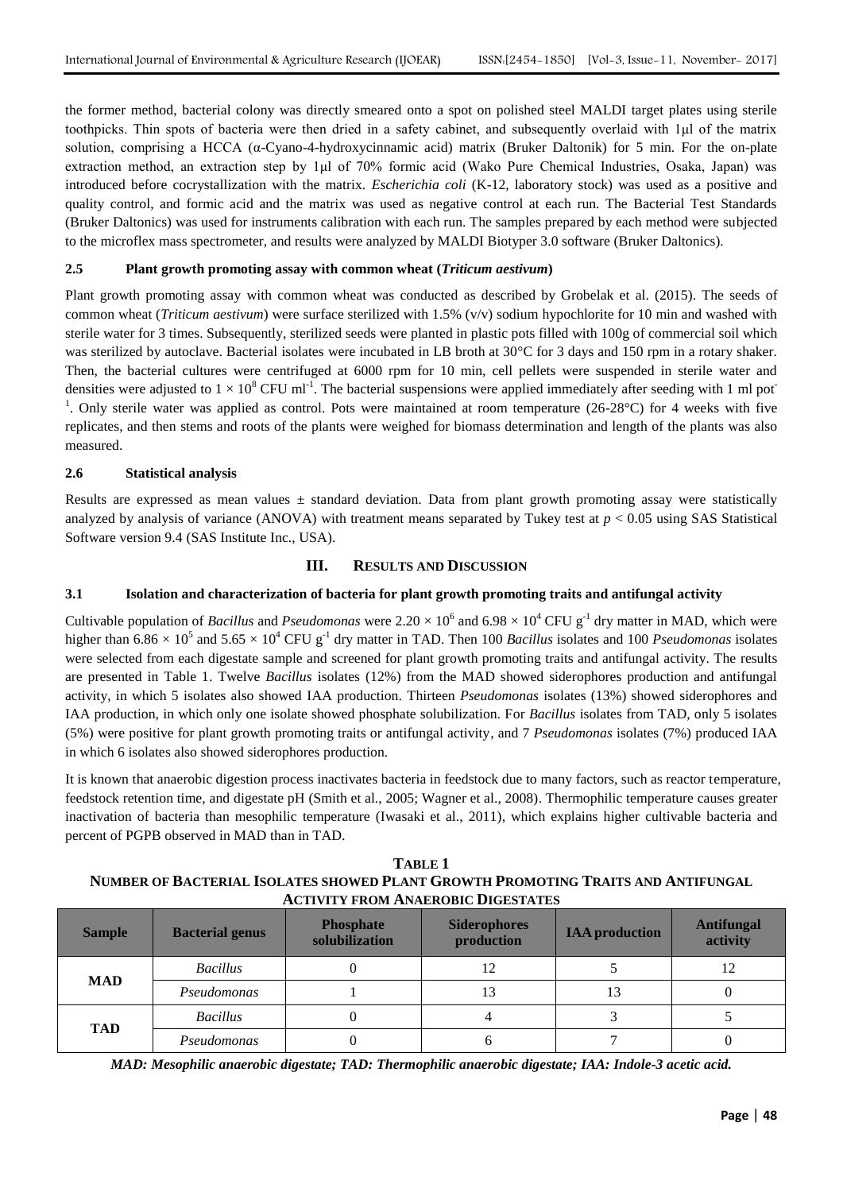the former method, bacterial colony was directly smeared onto a spot on polished steel MALDI target plates using sterile toothpicks. Thin spots of bacteria were then dried in a safety cabinet, and subsequently overlaid with 1μl of the matrix solution, comprising a HCCA (α-Cyano-4-hydroxycinnamic acid) matrix (Bruker Daltonik) for 5 min. For the on-plate extraction method, an extraction step by 1μl of 70% formic acid (Wako Pure Chemical Industries, Osaka, Japan) was introduced before cocrystallization with the matrix. *Escherichia coli* (K-12, laboratory stock) was used as a positive and quality control, and formic acid and the matrix was used as negative control at each run. The Bacterial Test Standards (Bruker Daltonics) was used for instruments calibration with each run. The samples prepared by each method were subjected to the microflex mass spectrometer, and results were analyzed by MALDI Biotyper 3.0 software (Bruker Daltonics).

### 2.5 Plant growth promoting assay with common wheat (*Triticum aestivum*)

Plant growth promoting assay with common wheat was conducted as described by Grobelak et al. (2015). The seeds of common wheat (*Triticum aestivum*) were surface sterilized with 1.5% (v/v) sodium hypochlorite for 10 min and washed with sterile water for 3 times. Subsequently, sterilized seeds were planted in plastic pots filled with 100g of commercial soil which was sterilized by autoclave. Bacterial isolates were incubated in LB broth at 30°C for 3 days and 150 rpm in a rotary shaker. Then, the bacterial cultures were centrifuged at 6000 rpm for 10 min, cell pellets were suspended in sterile water and densities were adjusted to $1 \times 10^8$ CFU $ml^{-1}$. The bacterial suspensions were applied immediately after seeding with 1 ml $pot^{-1}$. Only sterile water was applied as control. Pots were maintained at room temperature (26-28°C) for 4 weeks with five replicates, and then stems and roots of the plants were weighed for biomass determination and length of the plants was also measured.

### 2.6 Statistical analysis

Results are expressed as mean values ± standard deviation. Data from plant growth promoting assay were statistically analyzed by analysis of variance (ANOVA) with treatment means separated by Tukey test at $p < 0.05$ using SAS Statistical Software version 9.4 (SAS Institute Inc., USA).

## III. RESULTS AND DISCUSSION

### 3.1 Isolation and characterization of bacteria for plant growth promoting traits and antifungal activity

Cultivable population of *Bacillus* and *Pseudomonas* were $2.20 \times 10^6$ and $6.98 \times 10^4$ CFU $g^{-1}$ dry matter in MAD, which were higher than $6.86 \times 10^5$ and $5.65 \times 10^4$ CFU $g^{-1}$ dry matter in TAD. Then 100 *Bacillus* isolates and 100 *Pseudomonas* isolates were selected from each digestate sample and screened for plant growth promoting traits and antifungal activity. The results are presented in Table 1. Twelve *Bacillus* isolates (12%) from the MAD showed siderophores production and antifungal activity, in which 5 isolates also showed IAA production. Thirteen *Pseudomonas* isolates (13%) showed siderophores and IAA production, in which only one isolate showed phosphate solubilization. For *Bacillus* isolates from TAD, only 5 isolates (5%) were positive for plant growth promoting traits or antifungal activity, and 7 *Pseudomonas* isolates (7%) produced IAA in which 6 isolates also showed siderophores production.

It is known that anaerobic digestion process inactivates bacteria in feedstock due to many factors, such as reactor temperature, feedstock retention time, and digestate pH (Smith et al., 2005; Wagner et al., 2008). Thermophilic temperature causes greater inactivation of bacteria than mesophilic temperature (Iwasaki et al., 2011), which explains higher cultivable bacteria and percent of PGPB observed in MAD than in TAD.

**TABLE 1**
**NUMBER OF BACTERIAL ISOLATES SHOWED PLANT GROWTH PROMOTING TRAITS AND ANTIFUNGAL ACTIVITY FROM ANAEROBIC DIGESTATES**

| Sample | Bacterial genus | Phosphate solubilization | Siderophores production | IAA production | Antifungal activity |
|---|---|---|---|---|---|
| MAD | *Bacillus* | 0 | 12 | 5 | 12 |
| | *Pseudomonas* | 1 | 13 | 13 | 0 |
| TAD | *Bacillus* | 0 | 4 | 3 | 5 |
| | *Pseudomonas* | 0 | 6 | 7 | 0 |

*MAD: Mesophilic anaerobic digestate; TAD: Thermophilic anaerobic digestate; IAA: Indole-3 acetic acid.*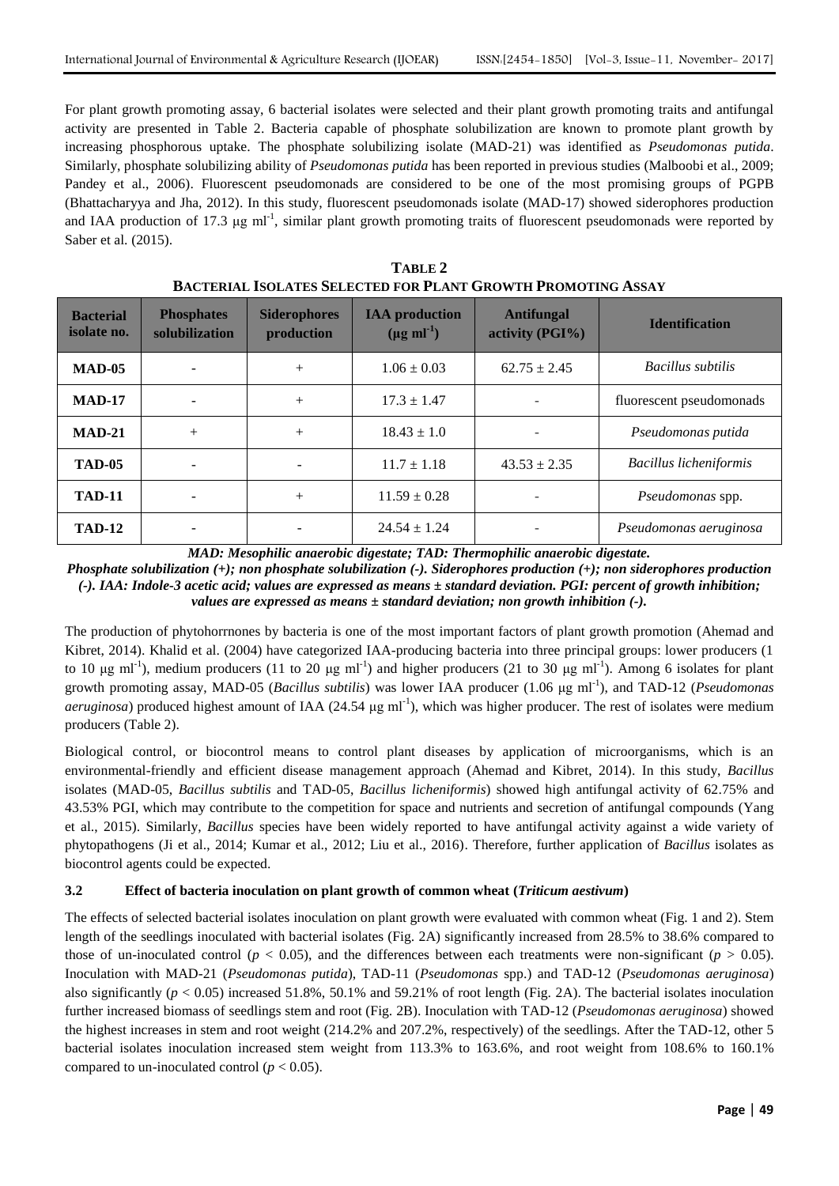For plant growth promoting assay, 6 bacterial isolates were selected and their plant growth promoting traits and antifungal activity are presented in Table 2. Bacteria capable of phosphate solubilization are known to promote plant growth by increasing phosphorous uptake. The phosphate solubilizing isolate (MAD-21) was identified as *Pseudomonas putida*. Similarly, phosphate solubilizing ability of *Pseudomonas putida* has been reported in previous studies (Malboobi et al., 2009; Pandey et al., 2006). Fluorescent pseudomonads are considered to be one of the most promising groups of PGPB (Bhattacharyya and Jha, 2012). In this study, fluorescent pseudomonads isolate (MAD-17) showed siderophores production and IAA production of 17.3 μg ml$^{-1}$, similar plant growth promoting traits of fluorescent pseudomonads were reported by Saber et al. (2015).

**TABLE 2**
**BACTERIAL ISOLATES SELECTED FOR PLANT GROWTH PROMOTING ASSAY**

| Bacterial isolate no. | Phosphates solubilization | Siderophores production | IAA production (μg ml$^{-1}$) | Antifungal activity (PGI%) | Identification |
|---|---|---|---|---|---|
| **MAD-05** | - | + | 1.06 ± 0.03 | 62.75 ± 2.45 | *Bacillus subtilis* |
| **MAD-17** | - | + | 17.3 ± 1.47 | - | fluorescent pseudomonads |
| **MAD-21** | + | + | 18.43 ± 1.0 | - | *Pseudomonas putida* |
| **TAD-05** | - | - | 11.7 ± 1.18 | 43.53 ± 2.35 | *Bacillus licheniformis* |
| **TAD-11** | - | + | 11.59 ± 0.28 | - | *Pseudomonas* spp. |
| **TAD-12** | - | - | 24.54 ± 1.24 | - | *Pseudomonas aeruginosa* |

***MAD: Mesophilic anaerobic digestate; TAD: Thermophilic anaerobic digestate.***
***Phosphate solubilization (+); non phosphate solubilization (-). Siderophores production (+); non siderophores production (-). IAA: Indole-3 acetic acid; values are expressed as means ± standard deviation. PGI: percent of growth inhibition; values are expressed as means ± standard deviation; non growth inhibition (-).***

The production of phytohorrnones by bacteria is one of the most important factors of plant growth promotion (Ahemad and Kibret, 2014). Khalid et al. (2004) have categorized IAA-producing bacteria into three principal groups: lower producers (1 to 10 μg ml$^{-1}$), medium producers (11 to 20 μg ml$^{-1}$) and higher producers (21 to 30 μg ml$^{-1}$). Among 6 isolates for plant growth promoting assay, MAD-05 (*Bacillus subtilis*) was lower IAA producer (1.06 μg ml$^{-1}$), and TAD-12 (*Pseudomonas aeruginosa*) produced highest amount of IAA (24.54 μg ml$^{-1}$), which was higher producer. The rest of isolates were medium producers (Table 2).

Biological control, or biocontrol means to control plant diseases by application of microorganisms, which is an environmental-friendly and efficient disease management approach (Ahemad and Kibret, 2014). In this study, *Bacillus* isolates (MAD-05, *Bacillus subtilis* and TAD-05, *Bacillus licheniformis*) showed high antifungal activity of 62.75% and 43.53% PGI, which may contribute to the competition for space and nutrients and secretion of antifungal compounds (Yang et al., 2015). Similarly, *Bacillus* species have been widely reported to have antifungal activity against a wide variety of phytopathogens (Ji et al., 2014; Kumar et al., 2012; Liu et al., 2016). Therefore, further application of *Bacillus* isolates as biocontrol agents could be expected.

### 3.2 Effect of bacteria inoculation on plant growth of common wheat (*Triticum aestivum*)

The effects of selected bacterial isolates inoculation on plant growth were evaluated with common wheat (Fig. 1 and 2). Stem length of the seedlings inoculated with bacterial isolates (Fig. 2A) significantly increased from 28.5% to 38.6% compared to those of un-inoculated control ($p < 0.05$), and the differences between each treatments were non-significant ($p > 0.05$). Inoculation with MAD-21 (*Pseudomonas putida*), TAD-11 (*Pseudomonas* spp.) and TAD-12 (*Pseudomonas aeruginosa*) also significantly ($p < 0.05$) increased 51.8%, 50.1% and 59.21% of root length (Fig. 2A). The bacterial isolates inoculation further increased biomass of seedlings stem and root (Fig. 2B). Inoculation with TAD-12 (*Pseudomonas aeruginosa*) showed the highest increases in stem and root weight (214.2% and 207.2%, respectively) of the seedlings. After the TAD-12, other 5 bacterial isolates inoculation increased stem weight from 113.3% to 163.6%, and root weight from 108.6% to 160.1% compared to un-inoculated control ($p < 0.05$).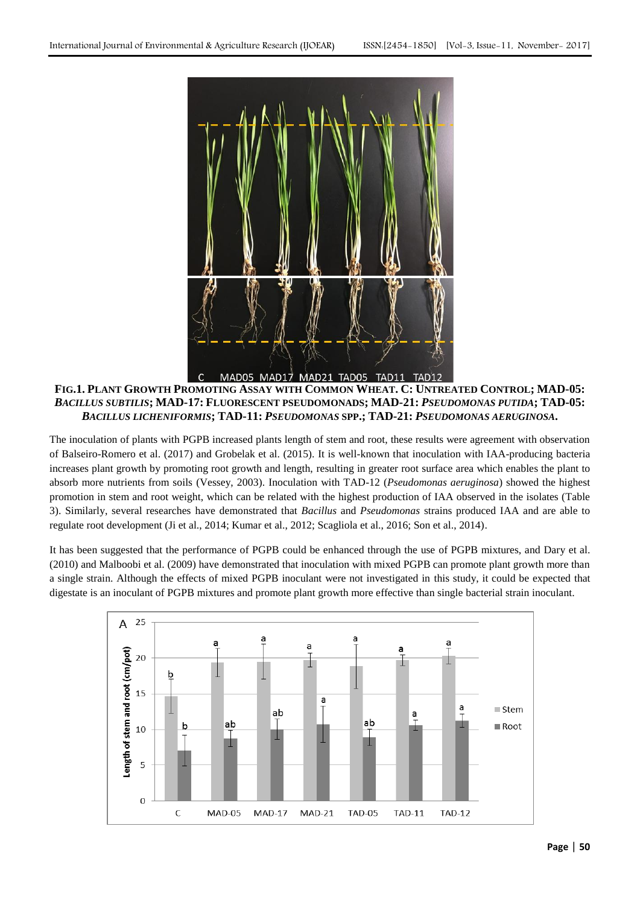**FIG.1. PLANT GROWTH PROMOTING ASSAY WITH COMMON WHEAT. C: UNTREATED CONTROL; MAD-05: *BACILLUS SUBTILIS*; MAD-17: FLUORESCENT PSEUDOMONADS; MAD-21: *PSEUDOMONAS PUTIDA*; TAD-05: *BACILLUS LICHENIFORMIS*; TAD-11: *PSEUDOMONAS* SPP.; TAD-21: *PSEUDOMONAS AERUGINOSA*.**

The inoculation of plants with PGPB increased plants length of stem and root, these results were agreement with observation of Balseiro-Romero et al. (2017) and Grobelak et al. (2015). It is well-known that inoculation with IAA-producing bacteria increases plant growth by promoting root growth and length, resulting in greater root surface area which enables the plant to absorb more nutrients from soils (Vessey, 2003). Inoculation with TAD-12 (*Pseudomonas aeruginosa*) showed the highest promotion in stem and root weight, which can be related with the highest production of IAA observed in the isolates (Table 3). Similarly, several researches have demonstrated that *Bacillus* and *Pseudomonas* strains produced IAA and are able to regulate root development (Ji et al., 2014; Kumar et al., 2012; Scagliola et al., 2016; Son et al., 2014).

It has been suggested that the performance of PGPB could be enhanced through the use of PGPB mixtures, and Dary et al. (2010) and Malboobi et al. (2009) have demonstrated that inoculation with mixed PGPB can promote plant growth more than a single strain. Although the effects of mixed PGPB inoculant were not investigated in this study, it could be expected that digestate is an inoculant of PGPB mixtures and promote plant growth more effective than single bacterial strain inoculant.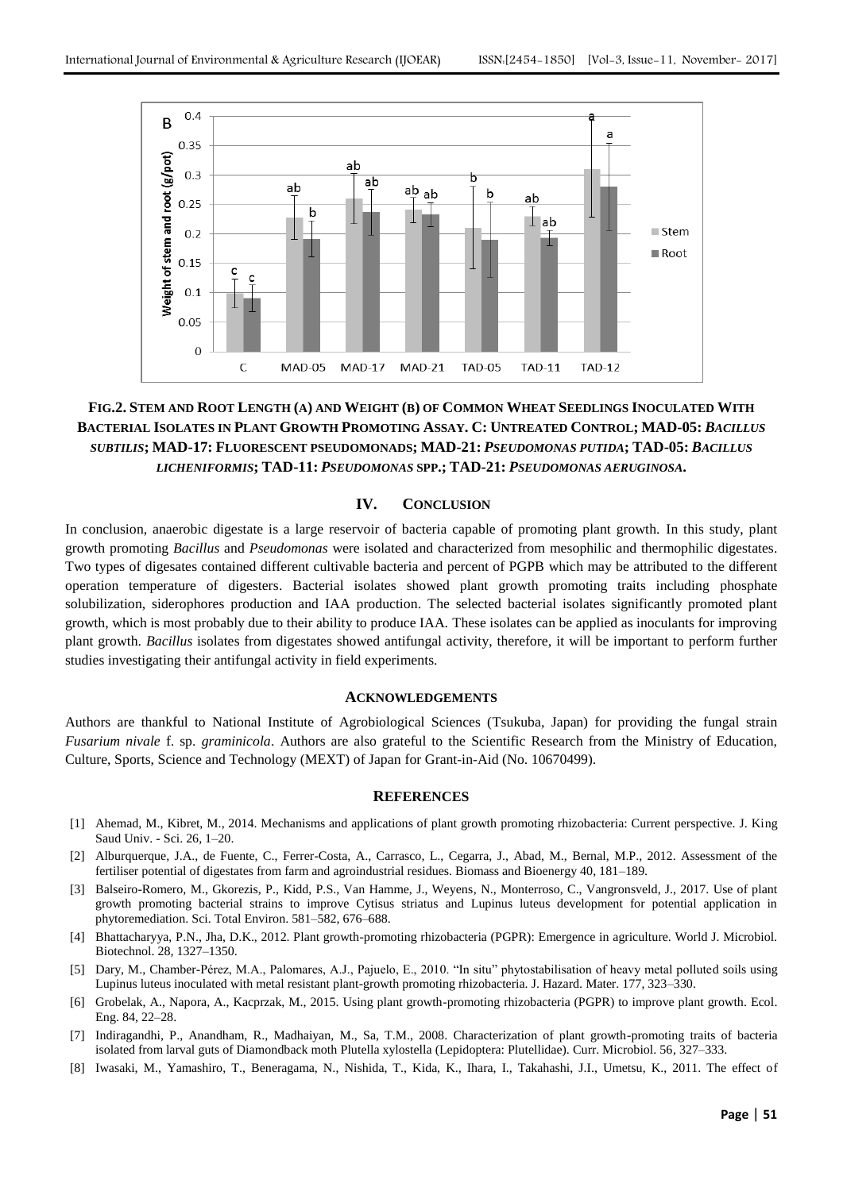**FIG.2. STEM AND ROOT LENGTH (A) AND WEIGHT (B) OF COMMON WHEAT SEEDLINGS INOCULATED WITH BACTERIAL ISOLATES IN PLANT GROWTH PROMOTING ASSAY. C: UNTREATED CONTROL; MAD-05: *BACILLUS SUBTILIS*; MAD-17: FLUORESCENT PSEUDOMONADS; MAD-21: *PSEUDOMONAS PUTIDA*; TAD-05: *BACILLUS LICHENIFORMIS*; TAD-11: *PSEUDOMONAS* SPP.; TAD-21: *PSEUDOMONAS AERUGINOSA*.**

## IV. CONCLUSION

In conclusion, anaerobic digestate is a large reservoir of bacteria capable of promoting plant growth. In this study, plant growth promoting *Bacillus* and *Pseudomonas* were isolated and characterized from mesophilic and thermophilic digestates. Two types of digesates contained different cultivable bacteria and percent of PGPB which may be attributed to the different operation temperature of digesters. Bacterial isolates showed plant growth promoting traits including phosphate solubilization, siderophores production and IAA production. The selected bacterial isolates significantly promoted plant growth, which is most probably due to their ability to produce IAA. These isolates can be applied as inoculants for improving plant growth. *Bacillus* isolates from digestates showed antifungal activity, therefore, it will be important to perform further studies investigating their antifungal activity in field experiments.

## ACKNOWLEDGEMENTS

Authors are thankful to National Institute of Agrobiological Sciences (Tsukuba, Japan) for providing the fungal strain *Fusarium nivale* f. sp. *graminicola*. Authors are also grateful to the Scientific Research from the Ministry of Education, Culture, Sports, Science and Technology (MEXT) of Japan for Grant-in-Aid (No. 10670499).

## REFERENCES

[1] Ahemad, M., Kibret, M., 2014. Mechanisms and applications of plant growth promoting rhizobacteria: Current perspective. J. King Saud Univ. - Sci. 26, 1–20.

[2] Alburquerque, J.A., de Fuente, C., Ferrer-Costa, A., Carrasco, L., Cegarra, J., Abad, M., Bernal, M.P., 2012. Assessment of the fertiliser potential of digestates from farm and agroindustrial residues. Biomass and Bioenergy 40, 181–189.

[3] Balseiro-Romero, M., Gkorezis, P., Kidd, P.S., Van Hamme, J., Weyens, N., Monterroso, C., Vangronsveld, J., 2017. Use of plant growth promoting bacterial strains to improve Cytisus striatus and Lupinus luteus development for potential application in phytoremediation. Sci. Total Environ. 581–582, 676–688.

[4] Bhattacharyya, P.N., Jha, D.K., 2012. Plant growth-promoting rhizobacteria (PGPR): Emergence in agriculture. World J. Microbiol. Biotechnol. 28, 1327–1350.

[5] Dary, M., Chamber-Pérez, M.A., Palomares, A.J., Pajuelo, E., 2010. "In situ" phytostabilisation of heavy metal polluted soils using Lupinus luteus inoculated with metal resistant plant-growth promoting rhizobacteria. J. Hazard. Mater. 177, 323–330.

[6] Grobelak, A., Napora, A., Kacprzak, M., 2015. Using plant growth-promoting rhizobacteria (PGPR) to improve plant growth. Ecol. Eng. 84, 22–28.

[7] Indiragandhi, P., Anandham, R., Madhaiyan, M., Sa, T.M., 2008. Characterization of plant growth-promoting traits of bacteria isolated from larval guts of Diamondback moth Plutella xylostella (Lepidoptera: Plutellidae). Curr. Microbiol. 56, 327–333.

[8] Iwasaki, M., Yamashiro, T., Beneragama, N., Nishida, T., Kida, K., Ihara, I., Takahashi, J.I., Umetsu, K., 2011. The effect of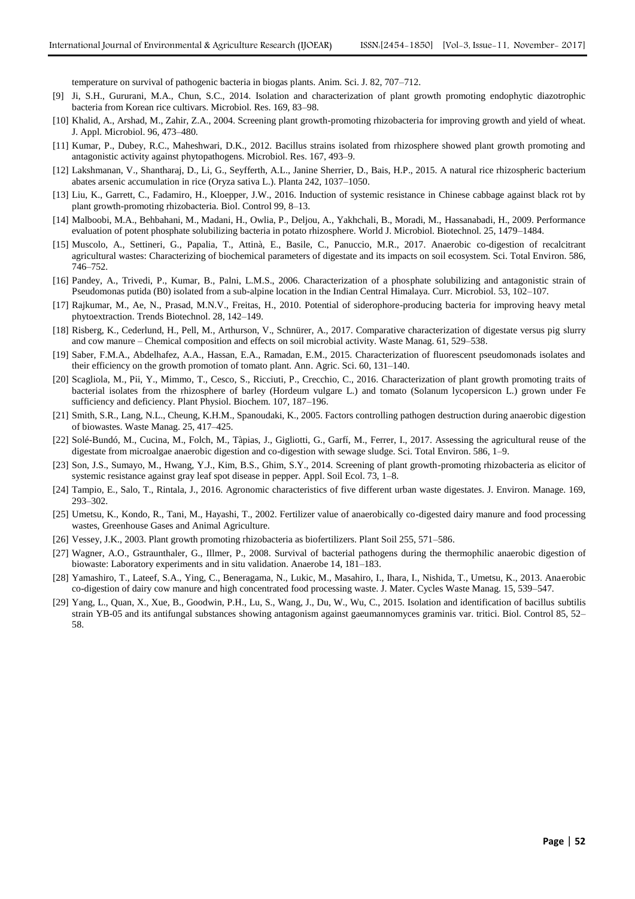temperature on survival of pathogenic bacteria in biogas plants. Anim. Sci. J. 82, 707–712.

[9] Ji, S.H., Gururani, M.A., Chun, S.C., 2014. Isolation and characterization of plant growth promoting endophytic diazotrophic bacteria from Korean rice cultivars. Microbiol. Res. 169, 83–98.

[10] Khalid, A., Arshad, M., Zahir, Z.A., 2004. Screening plant growth-promoting rhizobacteria for improving growth and yield of wheat. J. Appl. Microbiol. 96, 473–480.

[11] Kumar, P., Dubey, R.C., Maheshwari, D.K., 2012. Bacillus strains isolated from rhizosphere showed plant growth promoting and antagonistic activity against phytopathogens. Microbiol. Res. 167, 493–9.

[12] Lakshmanan, V., Shantharaj, D., Li, G., Seyfferth, A.L., Janine Sherrier, D., Bais, H.P., 2015. A natural rice rhizospheric bacterium abates arsenic accumulation in rice (Oryza sativa L.). Planta 242, 1037–1050.

[13] Liu, K., Garrett, C., Fadamiro, H., Kloepper, J.W., 2016. Induction of systemic resistance in Chinese cabbage against black rot by plant growth-promoting rhizobacteria. Biol. Control 99, 8–13.

[14] Malboobi, M.A., Behbahani, M., Madani, H., Owlia, P., Deljou, A., Yakhchali, B., Moradi, M., Hassanabadi, H., 2009. Performance evaluation of potent phosphate solubilizing bacteria in potato rhizosphere. World J. Microbiol. Biotechnol. 25, 1479–1484.

[15] Muscolo, A., Settineri, G., Papalia, T., Attinà, E., Basile, C., Panuccio, M.R., 2017. Anaerobic co-digestion of recalcitrant agricultural wastes: Characterizing of biochemical parameters of digestate and its impacts on soil ecosystem. Sci. Total Environ. 586, 746–752.

[16] Pandey, A., Trivedi, P., Kumar, B., Palni, L.M.S., 2006. Characterization of a phosphate solubilizing and antagonistic strain of Pseudomonas putida (B0) isolated from a sub-alpine location in the Indian Central Himalaya. Curr. Microbiol. 53, 102–107.

[17] Rajkumar, M., Ae, N., Prasad, M.N.V., Freitas, H., 2010. Potential of siderophore-producing bacteria for improving heavy metal phytoextraction. Trends Biotechnol. 28, 142–149.

[18] Risberg, K., Cederlund, H., Pell, M., Arthurson, V., Schnürer, A., 2017. Comparative characterization of digestate versus pig slurry and cow manure – Chemical composition and effects on soil microbial activity. Waste Manag. 61, 529–538.

[19] Saber, F.M.A., Abdelhafez, A.A., Hassan, E.A., Ramadan, E.M., 2015. Characterization of fluorescent pseudomonads isolates and their efficiency on the growth promotion of tomato plant. Ann. Agric. Sci. 60, 131–140.

[20] Scagliola, M., Pii, Y., Mimmo, T., Cesco, S., Ricciuti, P., Crecchio, C., 2016. Characterization of plant growth promoting traits of bacterial isolates from the rhizosphere of barley (Hordeum vulgare L.) and tomato (Solanum lycopersicon L.) grown under Fe sufficiency and deficiency. Plant Physiol. Biochem. 107, 187–196.

[21] Smith, S.R., Lang, N.L., Cheung, K.H.M., Spanoudaki, K., 2005. Factors controlling pathogen destruction during anaerobic digestion of biowastes. Waste Manag. 25, 417–425.

[22] Solé-Bundó, M., Cucina, M., Folch, M., Tàpias, J., Gigliotti, G., Garfí, M., Ferrer, I., 2017. Assessing the agricultural reuse of the digestate from microalgae anaerobic digestion and co-digestion with sewage sludge. Sci. Total Environ. 586, 1–9.

[23] Son, J.S., Sumayo, M., Hwang, Y.J., Kim, B.S., Ghim, S.Y., 2014. Screening of plant growth-promoting rhizobacteria as elicitor of systemic resistance against gray leaf spot disease in pepper. Appl. Soil Ecol. 73, 1–8.

[24] Tampio, E., Salo, T., Rintala, J., 2016. Agronomic characteristics of five different urban waste digestates. J. Environ. Manage. 169, 293–302.

[25] Umetsu, K., Kondo, R., Tani, M., Hayashi, T., 2002. Fertilizer value of anaerobically co-digested dairy manure and food processing wastes, Greenhouse Gases and Animal Agriculture.

[26] Vessey, J.K., 2003. Plant growth promoting rhizobacteria as biofertilizers. Plant Soil 255, 571–586.

[27] Wagner, A.O., Gstraunthaler, G., Illmer, P., 2008. Survival of bacterial pathogens during the thermophilic anaerobic digestion of biowaste: Laboratory experiments and in situ validation. Anaerobe 14, 181–183.

[28] Yamashiro, T., Lateef, S.A., Ying, C., Beneragama, N., Lukic, M., Masahiro, I., Ihara, I., Nishida, T., Umetsu, K., 2013. Anaerobic co-digestion of dairy cow manure and high concentrated food processing waste. J. Mater. Cycles Waste Manag. 15, 539–547.

[29] Yang, L., Quan, X., Xue, B., Goodwin, P.H., Lu, S., Wang, J., Du, W., Wu, C., 2015. Isolation and identification of bacillus subtilis strain YB-05 and its antifungal substances showing antagonism against gaeumannomyces graminis var. tritici. Biol. Control 85, 52–58.